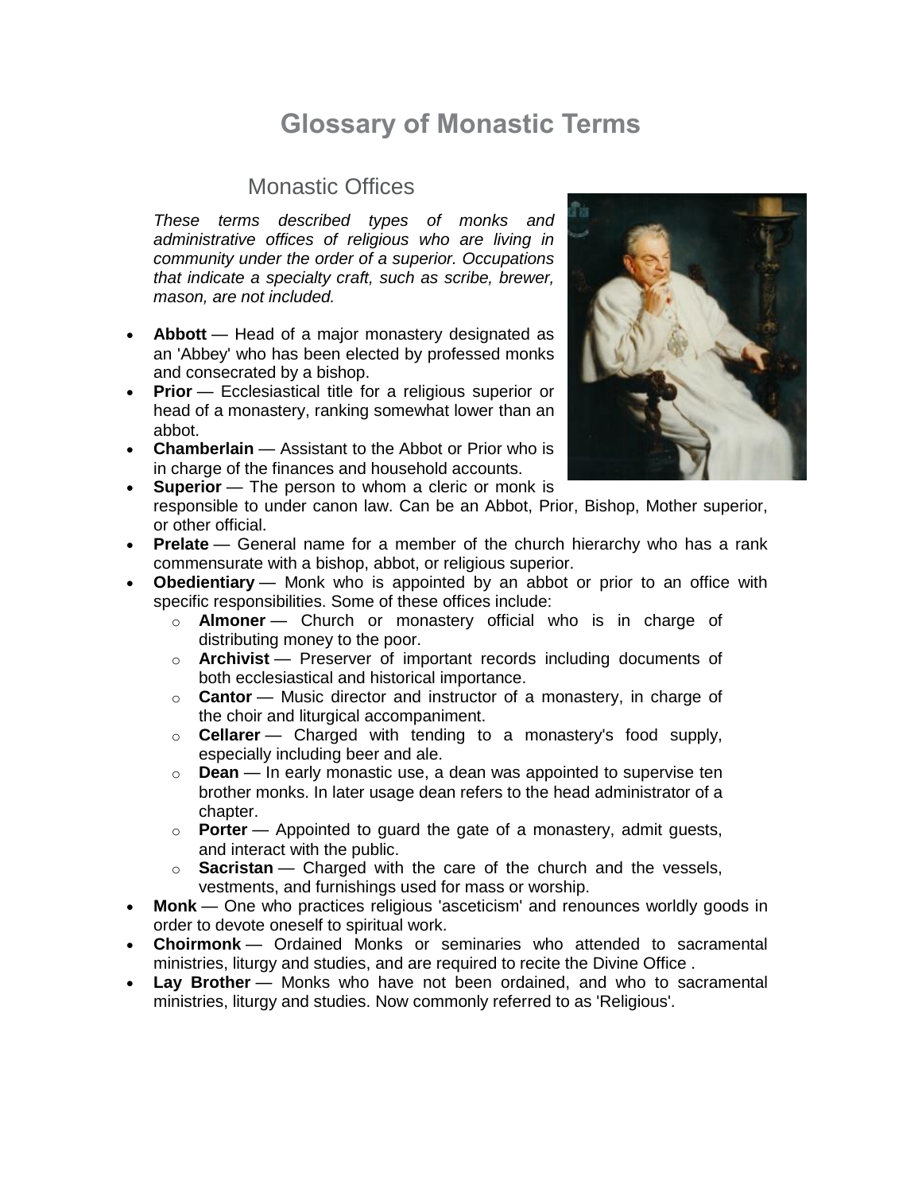# Glossary of Monastic Terms

## Monastic Offices

*These terms described types of monks and administrative offices of religious who are living in community under the order of a superior. Occupations that indicate a specialty craft, such as scribe, brewer, mason, are not included.*

- **Abbott** — Head of a major monastery designated as an 'Abbey' who has been elected by professed monks and consecrated by a bishop.
- **Prior** — Ecclesiastical title for a religious superior or head of a monastery, ranking somewhat lower than an abbot.
- **Chamberlain** — Assistant to the Abbot or Prior who is in charge of the finances and household accounts.
- **Superior** — The person to whom a cleric or monk is responsible to under canon law. Can be an Abbot, Prior, Bishop, Mother superior, or other official.
- **Prelate** — General name for a member of the church hierarchy who has a rank commensurate with a bishop, abbot, or religious superior.
- **Obedientiary** — Monk who is appointed by an abbot or prior to an office with specific responsibilities. Some of these offices include:
  - **Almoner** — Church or monastery official who is in charge of distributing money to the poor.
  - **Archivist** — Preserver of important records including documents of both ecclesiastical and historical importance.
  - **Cantor** — Music director and instructor of a monastery, in charge of the choir and liturgical accompaniment.
  - **Cellarer** — Charged with tending to a monastery's food supply, especially including beer and ale.
  - **Dean** — In early monastic use, a dean was appointed to supervise ten brother monks. In later usage dean refers to the head administrator of a chapter.
  - **Porter** — Appointed to guard the gate of a monastery, admit guests, and interact with the public.
  - **Sacristan** — Charged with the care of the church and the vessels, vestments, and furnishings used for mass or worship.
- **Monk** — One who practices religious 'asceticism' and renounces worldly goods in order to devote oneself to spiritual work.
- **Choirmonk** — Ordained Monks or seminaries who attended to sacramental ministries, liturgy and studies, and are required to recite the Divine Office .
- **Lay Brother** — Monks who have not been ordained, and who to sacramental ministries, liturgy and studies. Now commonly referred to as 'Religious'.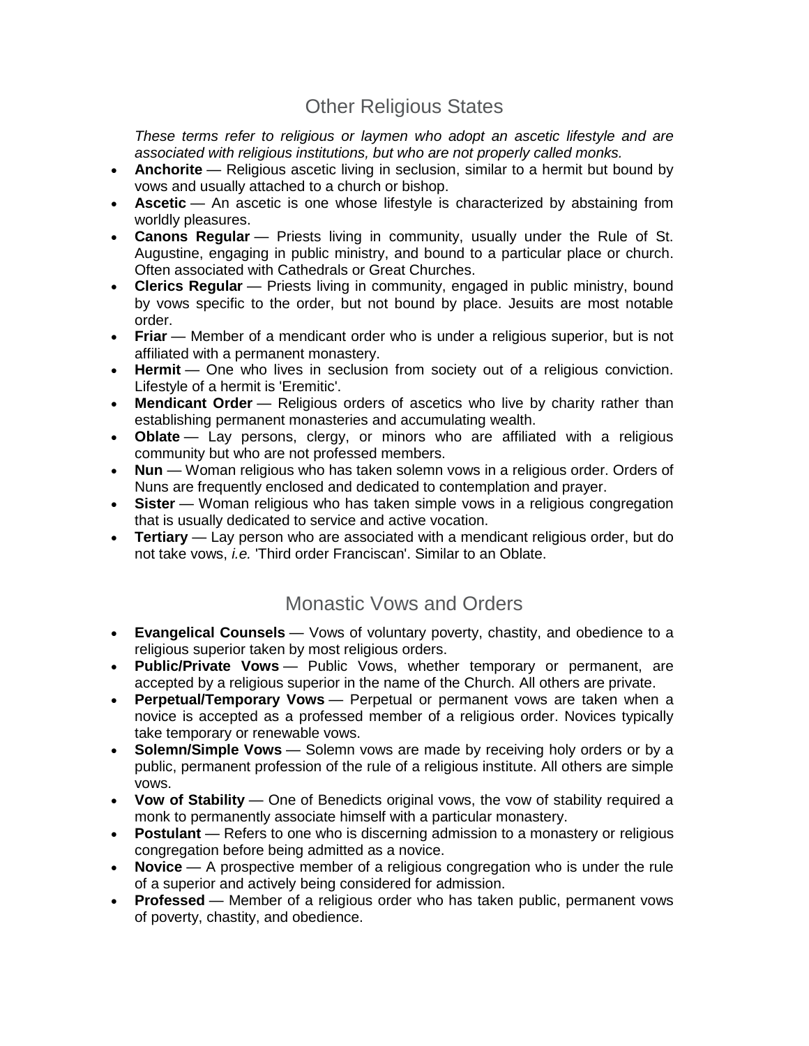## Other Religious States

*These terms refer to religious or laymen who adopt an ascetic lifestyle and are associated with religious institutions, but who are not properly called monks.*

- **Anchorite** — Religious ascetic living in seclusion, similar to a hermit but bound by vows and usually attached to a church or bishop.
- **Ascetic** — An ascetic is one whose lifestyle is characterized by abstaining from worldly pleasures.
- **Canons Regular** — Priests living in community, usually under the Rule of St. Augustine, engaging in public ministry, and bound to a particular place or church. Often associated with Cathedrals or Great Churches.
- **Clerics Regular** — Priests living in community, engaged in public ministry, bound by vows specific to the order, but not bound by place. Jesuits are most notable order.
- **Friar** — Member of a mendicant order who is under a religious superior, but is not affiliated with a permanent monastery.
- **Hermit** — One who lives in seclusion from society out of a religious conviction. Lifestyle of a hermit is 'Eremitic'.
- **Mendicant Order** — Religious orders of ascetics who live by charity rather than establishing permanent monasteries and accumulating wealth.
- **Oblate** — Lay persons, clergy, or minors who are affiliated with a religious community but who are not professed members.
- **Nun** — Woman religious who has taken solemn vows in a religious order. Orders of Nuns are frequently enclosed and dedicated to contemplation and prayer.
- **Sister** — Woman religious who has taken simple vows in a religious congregation that is usually dedicated to service and active vocation.
- **Tertiary** — Lay person who are associated with a mendicant religious order, but do not take vows, *i.e.* 'Third order Franciscan'. Similar to an Oblate.

## Monastic Vows and Orders

- **Evangelical Counsels** — Vows of voluntary poverty, chastity, and obedience to a religious superior taken by most religious orders.
- **Public/Private Vows** — Public Vows, whether temporary or permanent, are accepted by a religious superior in the name of the Church. All others are private.
- **Perpetual/Temporary Vows** — Perpetual or permanent vows are taken when a novice is accepted as a professed member of a religious order. Novices typically take temporary or renewable vows.
- **Solemn/Simple Vows** — Solemn vows are made by receiving holy orders or by a public, permanent profession of the rule of a religious institute. All others are simple vows.
- **Vow of Stability** — One of Benedicts original vows, the vow of stability required a monk to permanently associate himself with a particular monastery.
- **Postulant** — Refers to one who is discerning admission to a monastery or religious congregation before being admitted as a novice.
- **Novice** — A prospective member of a religious congregation who is under the rule of a superior and actively being considered for admission.
- **Professed** — Member of a religious order who has taken public, permanent vows of poverty, chastity, and obedience.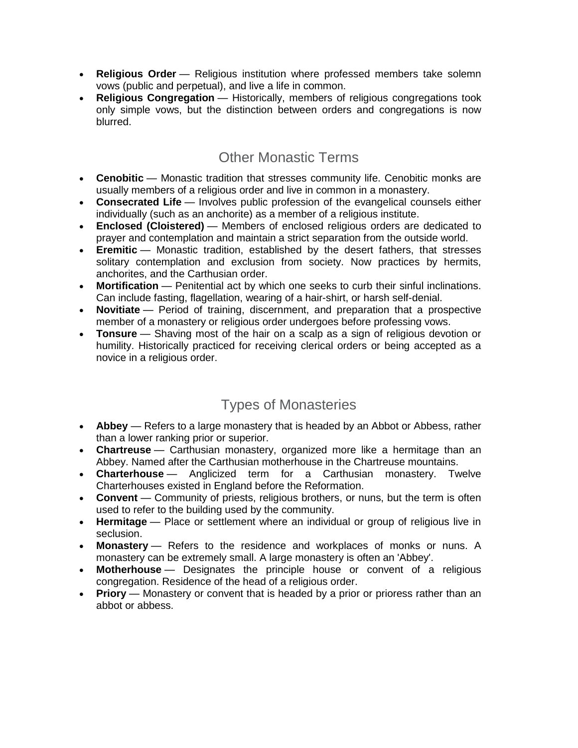- **Religious Order** — Religious institution where professed members take solemn vows (public and perpetual), and live a life in common.
- **Religious Congregation** — Historically, members of religious congregations took only simple vows, but the distinction between orders and congregations is now blurred.

## Other Monastic Terms

- **Cenobitic** — Monastic tradition that stresses community life. Cenobitic monks are usually members of a religious order and live in common in a monastery.
- **Consecrated Life** — Involves public profession of the evangelical counsels either individually (such as an anchorite) as a member of a religious institute.
- **Enclosed (Cloistered)** — Members of enclosed religious orders are dedicated to prayer and contemplation and maintain a strict separation from the outside world.
- **Eremitic** — Monastic tradition, established by the desert fathers, that stresses solitary contemplation and exclusion from society. Now practices by hermits, anchorites, and the Carthusian order.
- **Mortification** — Penitential act by which one seeks to curb their sinful inclinations. Can include fasting, flagellation, wearing of a hair-shirt, or harsh self-denial.
- **Novitiate** — Period of training, discernment, and preparation that a prospective member of a monastery or religious order undergoes before professing vows.
- **Tonsure** — Shaving most of the hair on a scalp as a sign of religious devotion or humility. Historically practiced for receiving clerical orders or being accepted as a novice in a religious order.

## Types of Monasteries

- **Abbey** — Refers to a large monastery that is headed by an Abbot or Abbess, rather than a lower ranking prior or superior.
- **Chartreuse** — Carthusian monastery, organized more like a hermitage than an Abbey. Named after the Carthusian motherhouse in the Chartreuse mountains.
- **Charterhouse** — Anglicized term for a Carthusian monastery. Twelve Charterhouses existed in England before the Reformation.
- **Convent** — Community of priests, religious brothers, or nuns, but the term is often used to refer to the building used by the community.
- **Hermitage** — Place or settlement where an individual or group of religious live in seclusion.
- **Monastery** — Refers to the residence and workplaces of monks or nuns. A monastery can be extremely small. A large monastery is often an 'Abbey'.
- **Motherhouse** — Designates the principle house or convent of a religious congregation. Residence of the head of a religious order.
- **Priory** — Monastery or convent that is headed by a prior or prioress rather than an abbot or abbess.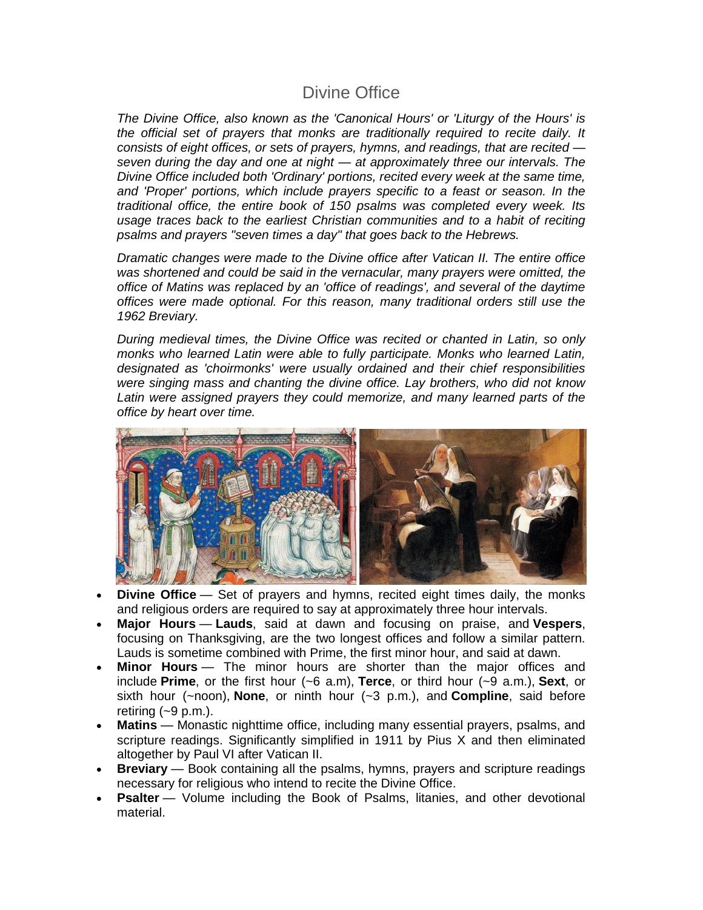# Divine Office

*The Divine Office, also known as the 'Canonical Hours' or 'Liturgy of the Hours' is the official set of prayers that monks are traditionally required to recite daily. It consists of eight offices, or sets of prayers, hymns, and readings, that are recited — seven during the day and one at night — at approximately three our intervals. The Divine Office included both 'Ordinary' portions, recited every week at the same time, and 'Proper' portions, which include prayers specific to a feast or season. In the traditional office, the entire book of 150 psalms was completed every week. Its usage traces back to the earliest Christian communities and to a habit of reciting psalms and prayers "seven times a day" that goes back to the Hebrews.*

*Dramatic changes were made to the Divine office after Vatican II. The entire office was shortened and could be said in the vernacular, many prayers were omitted, the office of Matins was replaced by an 'office of readings', and several of the daytime offices were made optional. For this reason, many traditional orders still use the 1962 Breviary.*

*During medieval times, the Divine Office was recited or chanted in Latin, so only monks who learned Latin were able to fully participate. Monks who learned Latin, designated as 'choirmonks' were usually ordained and their chief responsibilities were singing mass and chanting the divine office. Lay brothers, who did not know Latin were assigned prayers they could memorize, and many learned parts of the office by heart over time.*

- **Divine Office** — Set of prayers and hymns, recited eight times daily, the monks and religious orders are required to say at approximately three hour intervals.
- **Major Hours** — **Lauds**, said at dawn and focusing on praise, and **Vespers**, focusing on Thanksgiving, are the two longest offices and follow a similar pattern. Lauds is sometime combined with Prime, the first minor hour, and said at dawn.
- **Minor Hours** — The minor hours are shorter than the major offices and include **Prime**, or the first hour (~6 a.m), **Terce**, or third hour (~9 a.m.), **Sext**, or sixth hour (~noon), **None**, or ninth hour (~3 p.m.), and **Compline**, said before retiring (~9 p.m.).
- **Matins** — Monastic nighttime office, including many essential prayers, psalms, and scripture readings. Significantly simplified in 1911 by Pius X and then eliminated altogether by Paul VI after Vatican II.
- **Breviary** — Book containing all the psalms, hymns, prayers and scripture readings necessary for religious who intend to recite the Divine Office.
- **Psalter** — Volume including the Book of Psalms, litanies, and other devotional material.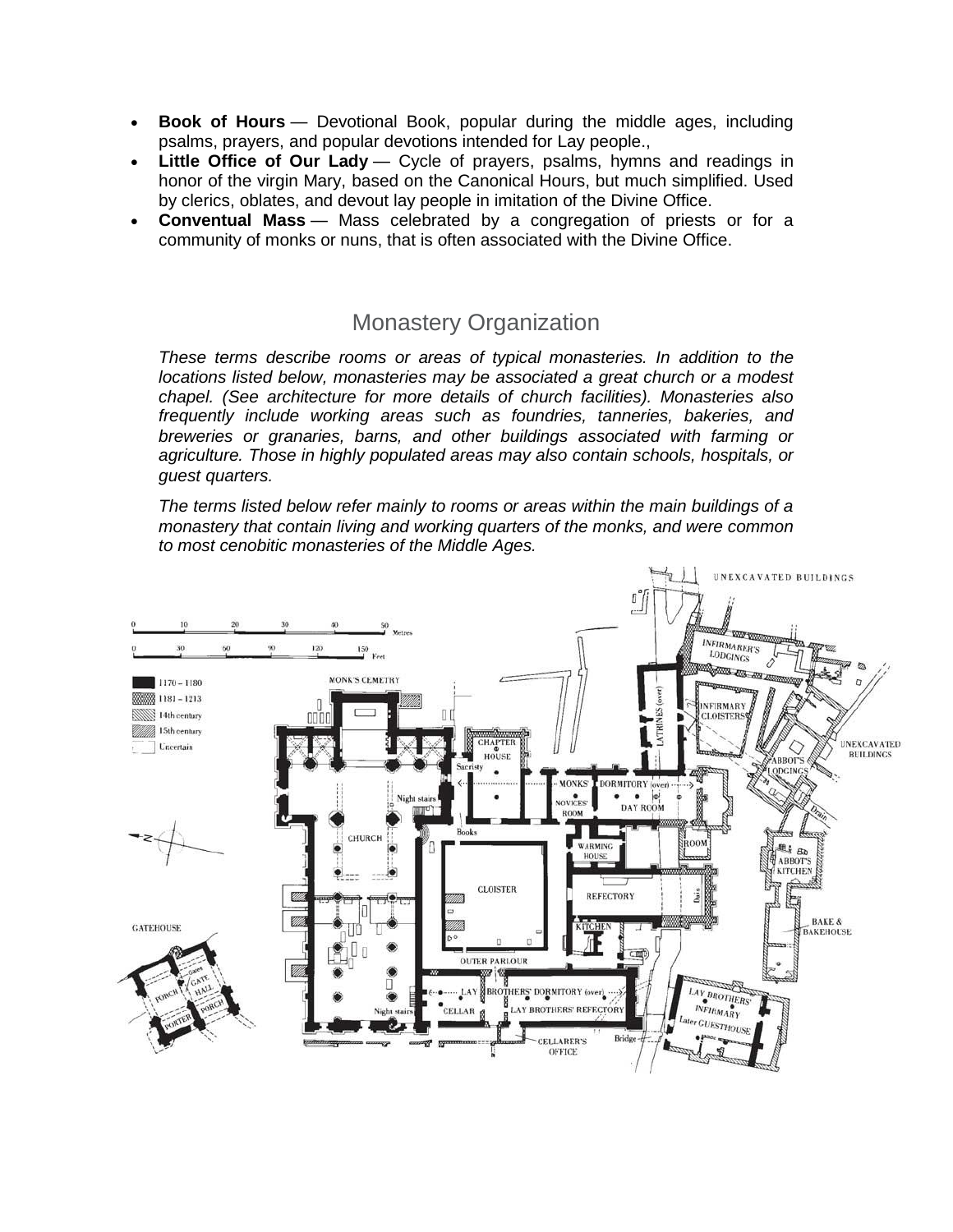- **Book of Hours** — Devotional Book, popular during the middle ages, including psalms, prayers, and popular devotions intended for Lay people.,
- **Little Office of Our Lady** — Cycle of prayers, psalms, hymns and readings in honor of the virgin Mary, based on the Canonical Hours, but much simplified. Used by clerics, oblates, and devout lay people in imitation of the Divine Office.
- **Conventual Mass** — Mass celebrated by a congregation of priests or for a community of monks or nuns, that is often associated with the Divine Office.

## Monastery Organization

*These terms describe rooms or areas of typical monasteries. In addition to the locations listed below, monasteries may be associated a great church or a modest chapel. (See architecture for more details of church facilities). Monasteries also frequently include working areas such as foundries, tanneries, bakeries, and breweries or granaries, barns, and other buildings associated with farming or agriculture. Those in highly populated areas may also contain schools, hospitals, or guest quarters.*

*The terms listed below refer mainly to rooms or areas within the main buildings of a monastery that contain living and working quarters of the monks, and were common to most cenobitic monasteries of the Middle Ages.*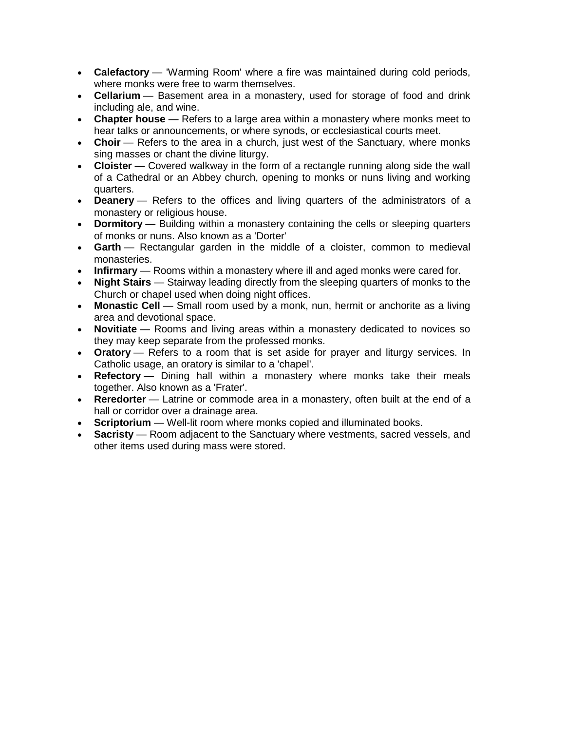- **Calefactory** — 'Warming Room' where a fire was maintained during cold periods, where monks were free to warm themselves.
- **Cellarium** — Basement area in a monastery, used for storage of food and drink including ale, and wine.
- **Chapter house** — Refers to a large area within a monastery where monks meet to hear talks or announcements, or where synods, or ecclesiastical courts meet.
- **Choir** — Refers to the area in a church, just west of the Sanctuary, where monks sing masses or chant the divine liturgy.
- **Cloister** — Covered walkway in the form of a rectangle running along side the wall of a Cathedral or an Abbey church, opening to monks or nuns living and working quarters.
- **Deanery** — Refers to the offices and living quarters of the administrators of a monastery or religious house.
- **Dormitory** — Building within a monastery containing the cells or sleeping quarters of monks or nuns. Also known as a 'Dorter'
- **Garth** — Rectangular garden in the middle of a cloister, common to medieval monasteries.
- **Infirmary** — Rooms within a monastery where ill and aged monks were cared for.
- **Night Stairs** — Stairway leading directly from the sleeping quarters of monks to the Church or chapel used when doing night offices.
- **Monastic Cell** — Small room used by a monk, nun, hermit or anchorite as a living area and devotional space.
- **Novitiate** — Rooms and living areas within a monastery dedicated to novices so they may keep separate from the professed monks.
- **Oratory** — Refers to a room that is set aside for prayer and liturgy services. In Catholic usage, an oratory is similar to a 'chapel'.
- **Refectory** — Dining hall within a monastery where monks take their meals together. Also known as a 'Frater'.
- **Reredorter** — Latrine or commode area in a monastery, often built at the end of a hall or corridor over a drainage area.
- **Scriptorium** — Well-lit room where monks copied and illuminated books.
- **Sacristy** — Room adjacent to the Sanctuary where vestments, sacred vessels, and other items used during mass were stored.